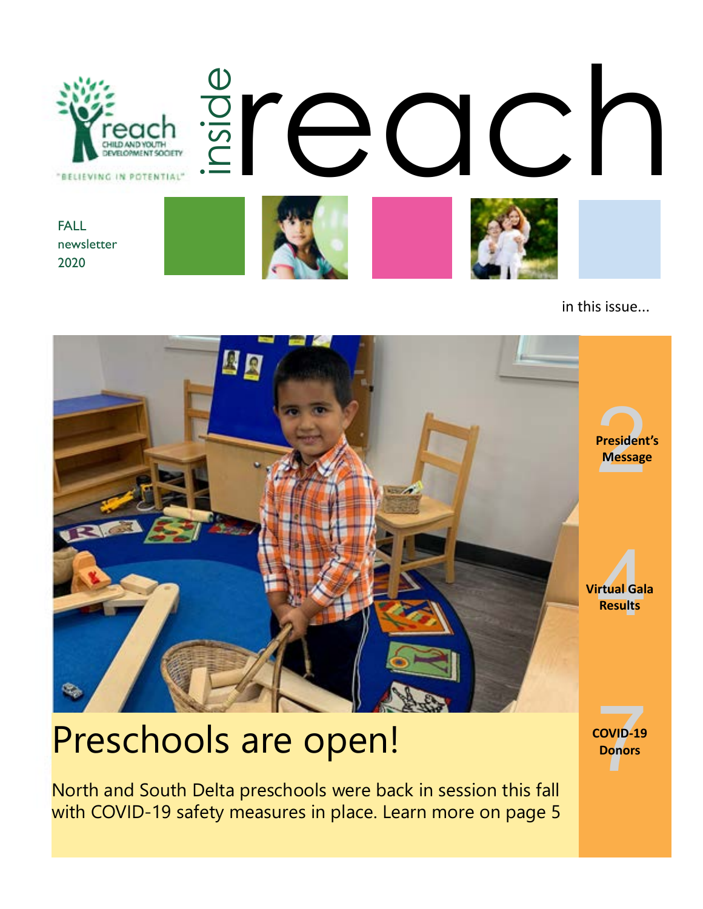# inside reach

reach CHILD AND YOUTH DEVELOPMENT SOCIETY

"BELIEVING IN POTENTIAL"

FALL newsletter 2020

in this issue...

- **2** President's Message
- **4** Virtual Gala Results
- **7** COVID-19 Donors

## Preschools are open!

North and South Delta preschools were back in session this fall with COVID-19 safety measures in place. Learn more on page 5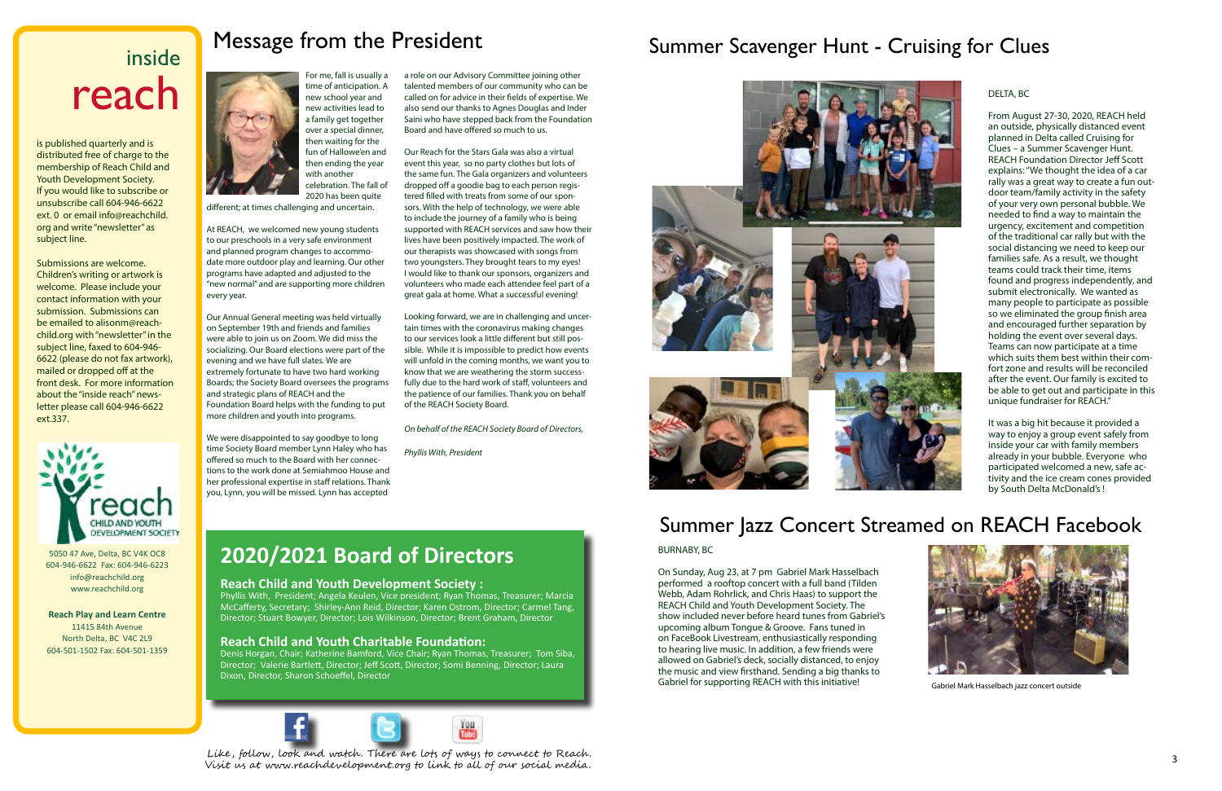# inside reach

is published quarterly and is distributed free of charge to the membership of Reach Child and Youth Development Society. If you would like to subscribe or unsubscribe call 604-946-6622 ext. 0 or email info@reachchild.org and write "newsletter" as subject line.

Submissions are welcome. Children's writing or artwork is welcome. Please include your contact information with your submission. Submissions can be emailed to alisonm@reachchild.org with "newsletter" in the subject line, faxed to 604-946-6622 (please do not fax artwork), mailed or dropped off at the front desk. For more information about the "inside reach" newsletter please call 604-946-6622 ext.337.

reach CHILD AND YOUTH DEVELOPMENT SOCIETY

5050 47 Ave, Delta, BC V4K 0C8
604-946-6622 Fax: 604-946-6223
info@reachchild.org
www.reachchild.org

**Reach Play and Learn Centre**
11415 84th Avenue
North Delta, BC V4C 2L9
604-501-1502 Fax: 604-501-1359

# Message from the President

For me, fall is usually a time of anticipation. A new school year and new activities lead to a family get together over a special dinner, then waiting for the fun of Hallowe'en and then ending the year with another celebration. The fall of 2020 has been quite different; at times challenging and uncertain.

At REACH, we welcomed new young students to our preschools in a very safe environment and planned program changes to accommodate more outdoor play and learning. Our other programs have adapted and adjusted to the "new normal" and are supporting more children every year.

Our Annual General meeting was held virtually on September 19th and friends and families were able to join us on Zoom. We did miss the socializing. Our Board elections were part of the evening and we have full slates. We are extremely fortunate to have two hard working Boards; the Society Board oversees the programs and strategic plans of REACH and the Foundation Board helps with the funding to put more children and youth into programs.

We were disappointed to say goodbye to long time Society Board member Lynn Haley who has offered so much to the Board with her connections to the work done at Semiahmoo House and her professional expertise in staff relations. Thank you, Lynn, you will be missed. Lynn has accepted a role on our Advisory Committee joining other talented members of our community who can be called on for advice in their fields of expertise. We also send our thanks to Agnes Douglas and Inder Saini who have stepped back from the Foundation Board and have offered so much to us.

Our Reach for the Stars Gala was also a virtual event this year, so no party clothes but lots of the same fun. The Gala organizers and volunteers dropped off a goodie bag to each person registered filled with treats from some of our sponsors. With the help of technology, we were able to include the journey of a family who is being supported with REACH services and saw how their lives have been positively impacted. The work of our therapists was showcased with songs from two youngsters. They brought tears to my eyes! I would like to thank our sponsors, organizers and volunteers who made each attendee feel part of a great gala at home. What a successful evening!

Looking forward, we are in challenging and uncertain times with the coronavirus making changes to our services look a little different but still possible. While it is impossible to predict how events will unfold in the coming months, we want you to know that we are weathering the storm successfully due to the hard work of staff, volunteers and the patience of our families. Thank you on behalf of the REACH Society Board.

*On behalf of the REACH Society Board of Directors,*

*Phyllis With, President*

# Summer Scavenger Hunt - Cruising for Clues

DELTA, BC

From August 27-30, 2020, REACH held an outside, physically distanced event planned in Delta called Cruising for Clues – a Summer Scavenger Hunt. REACH Foundation Director Jeff Scott explains: "We thought the idea of a car rally was a great way to create a fun outdoor team/family activity in the safety of your very own personal bubble. We needed to find a way to maintain the urgency, excitement and competition of the traditional car rally but with the social distancing we need to keep our families safe. As a result, we thought teams could track their time, items found and progress independently, and submit electronically. We wanted as many people to participate as possible so we eliminated the group finish area and encouraged further separation by holding the event over several days. Teams can now participate at a time which suits them best within their comfort zone and results will be reconciled after the event. Our family is excited to be able to get out and participate in this unique fundraiser for REACH."

It was a big hit because it provided a way to enjoy a group event safely from inside your car with family members already in your bubble. Everyone who participated welcomed a new, safe activity and the ice cream cones provided by South Delta McDonald's !

# 2020/2021 Board of Directors

## Reach Child and Youth Development Society :

Phyllis With, President; Angela Keulen, Vice president; Ryan Thomas, Treasurer; Marcia McCafferty, Secretary; Shirley-Ann Reid, Director; Karen Ostrom, Director; Carmel Tang, Director; Stuart Bowyer, Director; Lois Wilkinson, Director; Brent Graham, Director

## Reach Child and Youth Charitable Foundation:

Denis Horgan, Chair; Katherine Bamford, Vice Chair; Ryan Thomas, Treasurer; Tom Siba, Director; Valerie Bartlett, Director; Jeff Scott, Director; Somi Benning, Director; Laura Dixon, Director, Sharon Schoeffel, Director

Like, follow, look and watch. There are lots of ways to connect to Reach. Visit us at www.reachdevelopment.org to link to all of our social media.

# Summer Jazz Concert Streamed on REACH Facebook

BURNABY, BC

On Sunday, Aug 23, at 7 pm Gabriel Mark Hasselbach performed a rooftop concert with a full band (Tilden Webb, Adam Rohrlick, and Chris Haas) to support the REACH Child and Youth Development Society. The show included never before heard tunes from Gabriel's upcoming album Tongue & Groove. Fans tuned in on FaceBook Livestream, enthusiastically responding to hearing live music. In addition, a few friends were allowed on Gabriel's deck, socially distanced, to enjoy the music and view firsthand. Sending a big thanks to Gabriel for supporting REACH with this initiative!

Gabriel Mark Hasselbach jazz concert outside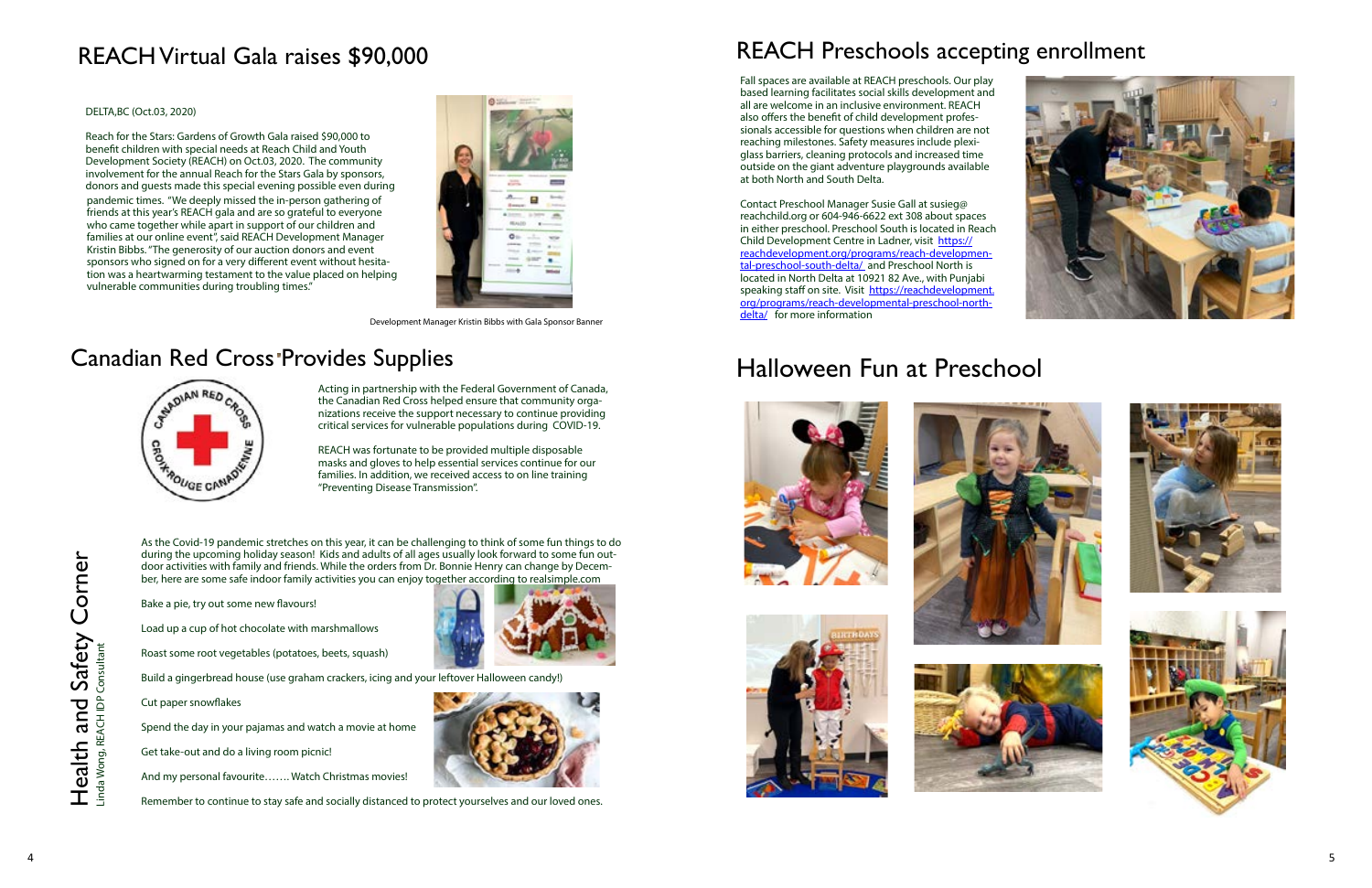# REACH Virtual Gala raises $90,000

DELTA,BC (Oct.03, 2020)

Reach for the Stars: Gardens of Growth Gala raised $90,000 to benefit children with special needs at Reach Child and Youth Development Society (REACH) on Oct.03, 2020. The community involvement for the annual Reach for the Stars Gala by sponsors, donors and guests made this special evening possible even during pandemic times. "We deeply missed the in-person gathering of friends at this year's REACH gala and are so grateful to everyone who came together while apart in support of our children and families at our online event", said REACH Development Manager Kristin Bibbs. "The generosity of our auction donors and event sponsors who signed on for a very different event without hesitation was a heartwarming testament to the value placed on helping vulnerable communities during troubling times."

Development Manager Kristin Bibbs with Gala Sponsor Banner

# Canadian Red Cross Provides Supplies

Acting in partnership with the Federal Government of Canada, the Canadian Red Cross helped ensure that community organizations receive the support necessary to continue providing critical services for vulnerable populations during COVID-19.

REACH was fortunate to be provided multiple disposable masks and gloves to help essential services continue for our families. In addition, we received access to on line training "Preventing Disease Transmission".

# Health and Safety Corner

Linda Wong, REACH IDP Consultant

As the Covid-19 pandemic stretches on this year, it can be challenging to think of some fun things to do during the upcoming holiday season! Kids and adults of all ages usually look forward to some fun outdoor activities with family and friends. While the orders from Dr. Bonnie Henry can change by December, here are some safe indoor family activities you can enjoy together according to realsimple.com

Bake a pie, try out some new flavours!

Load up a cup of hot chocolate with marshmallows

Roast some root vegetables (potatoes, beets, squash)

Build a gingerbread house (use graham crackers, icing and your leftover Halloween candy!)

Cut paper snowflakes

Spend the day in your pajamas and watch a movie at home

Get take-out and do a living room picnic!

And my personal favourite……. Watch Christmas movies!

Remember to continue to stay safe and socially distanced to protect yourselves and our loved ones.

# REACH Preschools accepting enrollment

Fall spaces are available at REACH preschools. Our play based learning facilitates social skills development and all are welcome in an inclusive environment. REACH also offers the benefit of child development professionals accessible for questions when children are not reaching milestones. Safety measures include plexiglass barriers, cleaning protocols and increased time outside on the giant adventure playgrounds available at both North and South Delta.

Contact Preschool Manager Susie Gall at susieg@reachchild.org or 604-946-6622 ext 308 about spaces in either preschool. Preschool South is located in Reach Child Development Centre in Ladner, visit https://reachdevelopment.org/programs/reach-developmental-preschool-south-delta/ and Preschool North is located in North Delta at 10921 82 Ave., with Punjabi speaking staff on site. Visit https://reachdevelopment.org/programs/reach-developmental-preschool-north-delta/ for more information

# Halloween Fun at Preschool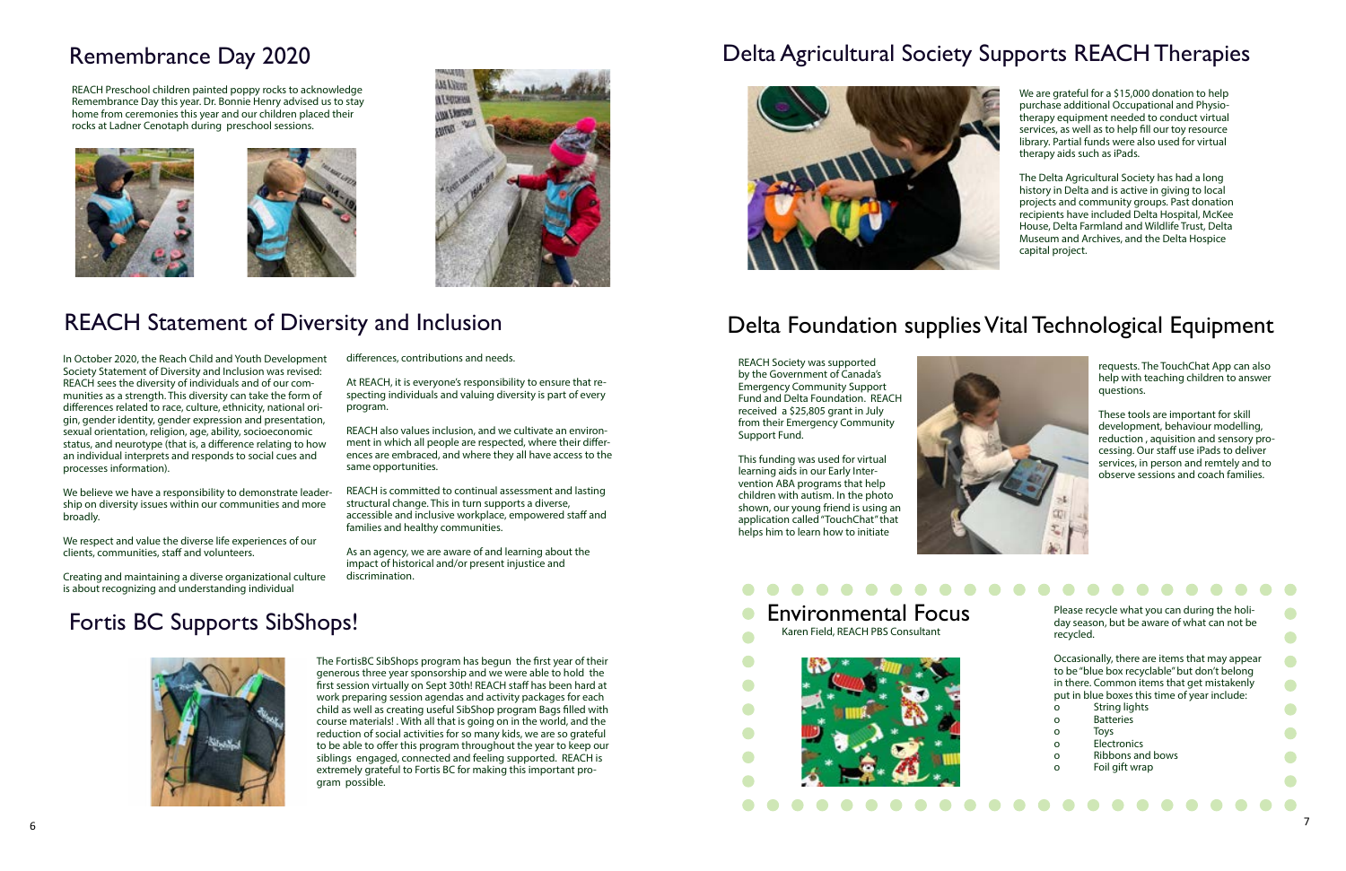## Remembrance Day 2020

REACH Preschool children painted poppy rocks to acknowledge Remembrance Day this year. Dr. Bonnie Henry advised us to stay home from ceremonies this year and our children placed their rocks at Ladner Cenotaph during preschool sessions.

## REACH Statement of Diversity and Inclusion

In October 2020, the Reach Child and Youth Development Society Statement of Diversity and Inclusion was revised: REACH sees the diversity of individuals and of our communities as a strength. This diversity can take the form of differences related to race, culture, ethnicity, national origin, gender identity, gender expression and presentation, sexual orientation, religion, age, ability, socioeconomic status, and neurotype (that is, a difference relating to how an individual interprets and responds to social cues and processes information).

We believe we have a responsibility to demonstrate leadership on diversity issues within our communities and more broadly.

We respect and value the diverse life experiences of our clients, communities, staff and volunteers.

Creating and maintaining a diverse organizational culture is about recognizing and understanding individual differences, contributions and needs.

At REACH, it is everyone's responsibility to ensure that respecting individuals and valuing diversity is part of every program.

REACH also values inclusion, and we cultivate an environment in which all people are respected, where their differences are embraced, and where they all have access to the same opportunities.

REACH is committed to continual assessment and lasting structural change. This in turn supports a diverse, accessible and inclusive workplace, empowered staff and families and healthy communities.

As an agency, we are aware of and learning about the impact of historical and/or present injustice and discrimination.

## Fortis BC Supports SibShops!

The FortisBC SibShops program has begun the first year of their generous three year sponsorship and we were able to hold the first session virtually on Sept 30th! REACH staff has been hard at work preparing session agendas and activity packages for each child as well as creating useful SibShop program Bags filled with course materials! . With all that is going on in the world, and the reduction of social activities for so many kids, we are so grateful to be able to offer this program throughout the year to keep our siblings engaged, connected and feeling supported. REACH is extremely grateful to Fortis BC for making this important program possible.

## Delta Agricultural Society Supports REACH Therapies

We are grateful for a $15,000 donation to help purchase additional Occupational and Physiotherapy equipment needed to conduct virtual services, as well as to help fill our toy resource library. Partial funds were also used for virtual therapy aids such as iPads.

The Delta Agricultural Society has had a long history in Delta and is active in giving to local projects and community groups. Past donation recipients have included Delta Hospital, McKee House, Delta Farmland and Wildlife Trust, Delta Museum and Archives, and the Delta Hospice capital project.

## Delta Foundation supplies Vital Technological Equipment

REACH Society was supported by the Government of Canada's Emergency Community Support Fund and Delta Foundation. REACH received a $25,805 grant in July from their Emergency Community Support Fund.

This funding was used for virtual learning aids in our Early Intervention ABA programs that help children with autism. In the photo shown, our young friend is using an application called "TouchChat" that helps him to learn how to initiate requests. The TouchChat App can also help with teaching children to answer questions.

These tools are important for skill development, behaviour modelling, reduction , aquisition and sensory processing. Our staff use iPads to deliver services, in person and remetly and to observe sessions and coach families.

## Environmental Focus

Karen Field, REACH PBS Consultant

Please recycle what you can during the holiday season, but be aware of what can not be recycled.

Occasionally, there are items that may appear to be "blue box recyclable" but don't belong in there. Common items that get mistakenly put in blue boxes this time of year include:

- String lights
- Batteries
- Toys
- Electronics
- Ribbons and bows
- Foil gift wrap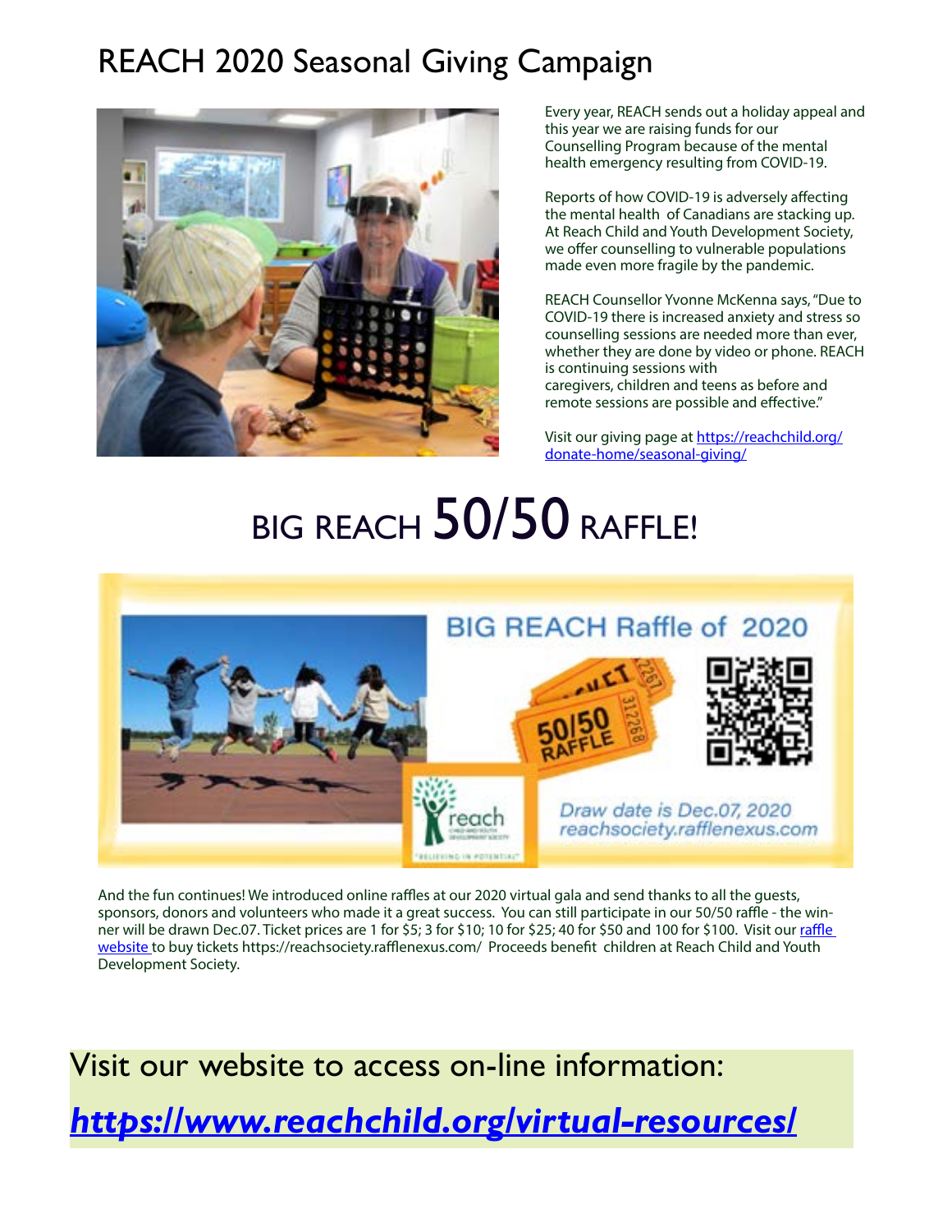# REACH 2020 Seasonal Giving Campaign

Every year, REACH sends out a holiday appeal and this year we are raising funds for our Counselling Program because of the mental health emergency resulting from COVID-19.

Reports of how COVID-19 is adversely affecting the mental health of Canadians are stacking up. At Reach Child and Youth Development Society, we offer counselling to vulnerable populations made even more fragile by the pandemic.

REACH Counsellor Yvonne McKenna says, "Due to COVID-19 there is increased anxiety and stress so counselling sessions are needed more than ever, whether they are done by video or phone. REACH is continuing sessions with caregivers, children and teens as before and remote sessions are possible and effective."

Visit our giving page at [https://reachchild.org/donate-home/seasonal-giving/](https://reachchild.org/donate-home/seasonal-giving/)

# BIG REACH 50/50 RAFFLE!

BIG REACH Raffle of 2020

Draw date is Dec.07, 2020
reachsociety.rafflenexus.com

And the fun continues! We introduced online raffles at our 2020 virtual gala and send thanks to all the guests, sponsors, donors and volunteers who made it a great success. You can still participate in our 50/50 raffle - the winner will be drawn Dec.07. Ticket prices are 1 for $5; 3 for $10; 10 for $25; 40 for $50 and 100 for $100. Visit our raffle website to buy tickets https://reachsociety.rafflenexus.com/ Proceeds benefit children at Reach Child and Youth Development Society.

## Visit our website to access on-line information:

## ***[https://www.reachchild.org/virtual-resources/](https://www.reachchild.org/virtual-resources/)***